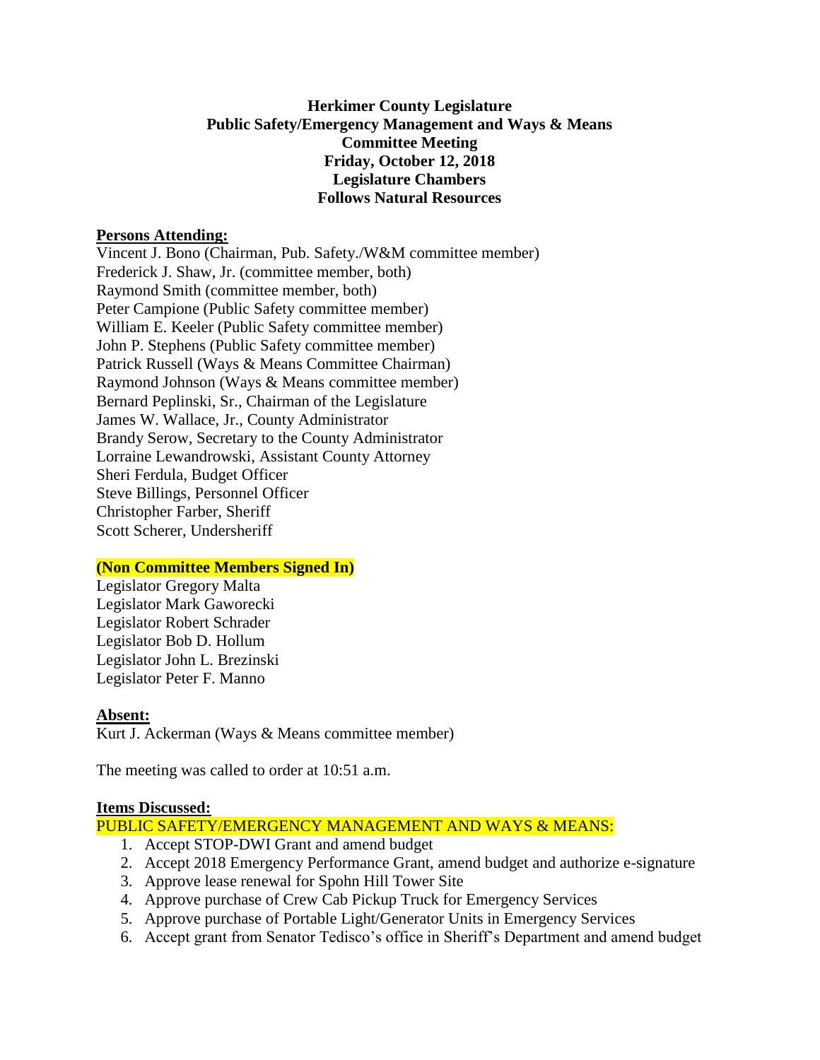**Herkimer County Legislature**
**Public Safety/Emergency Management and Ways & Means**
**Committee Meeting**
**Friday, October 12, 2018**
**Legislature Chambers**
**Follows Natural Resources**

**Persons Attending:**

Vincent J. Bono (Chairman, Pub. Safety./W&M committee member)
Frederick J. Shaw, Jr. (committee member, both)
Raymond Smith (committee member, both)
Peter Campione (Public Safety committee member)
William E. Keeler (Public Safety committee member)
John P. Stephens (Public Safety committee member)
Patrick Russell (Ways & Means Committee Chairman)
Raymond Johnson (Ways & Means committee member)
Bernard Peplinski, Sr., Chairman of the Legislature
James W. Wallace, Jr., County Administrator
Brandy Serow, Secretary to the County Administrator
Lorraine Lewandrowski, Assistant County Attorney
Sheri Ferdula, Budget Officer
Steve Billings, Personnel Officer
Christopher Farber, Sheriff
Scott Scherer, Undersheriff

**(Non Committee Members Signed In)**

Legislator Gregory Malta
Legislator Mark Gaworecki
Legislator Robert Schrader
Legislator Bob D. Hollum
Legislator John L. Brezinski
Legislator Peter F. Manno

**Absent:**

Kurt J. Ackerman (Ways & Means committee member)

The meeting was called to order at 10:51 a.m.

**Items Discussed:**

PUBLIC SAFETY/EMERGENCY MANAGEMENT AND WAYS & MEANS:

1. Accept STOP-DWI Grant and amend budget
2. Accept 2018 Emergency Performance Grant, amend budget and authorize e-signature
3. Approve lease renewal for Spohn Hill Tower Site
4. Approve purchase of Crew Cab Pickup Truck for Emergency Services
5. Approve purchase of Portable Light/Generator Units in Emergency Services
6. Accept grant from Senator Tedisco's office in Sheriff's Department and amend budget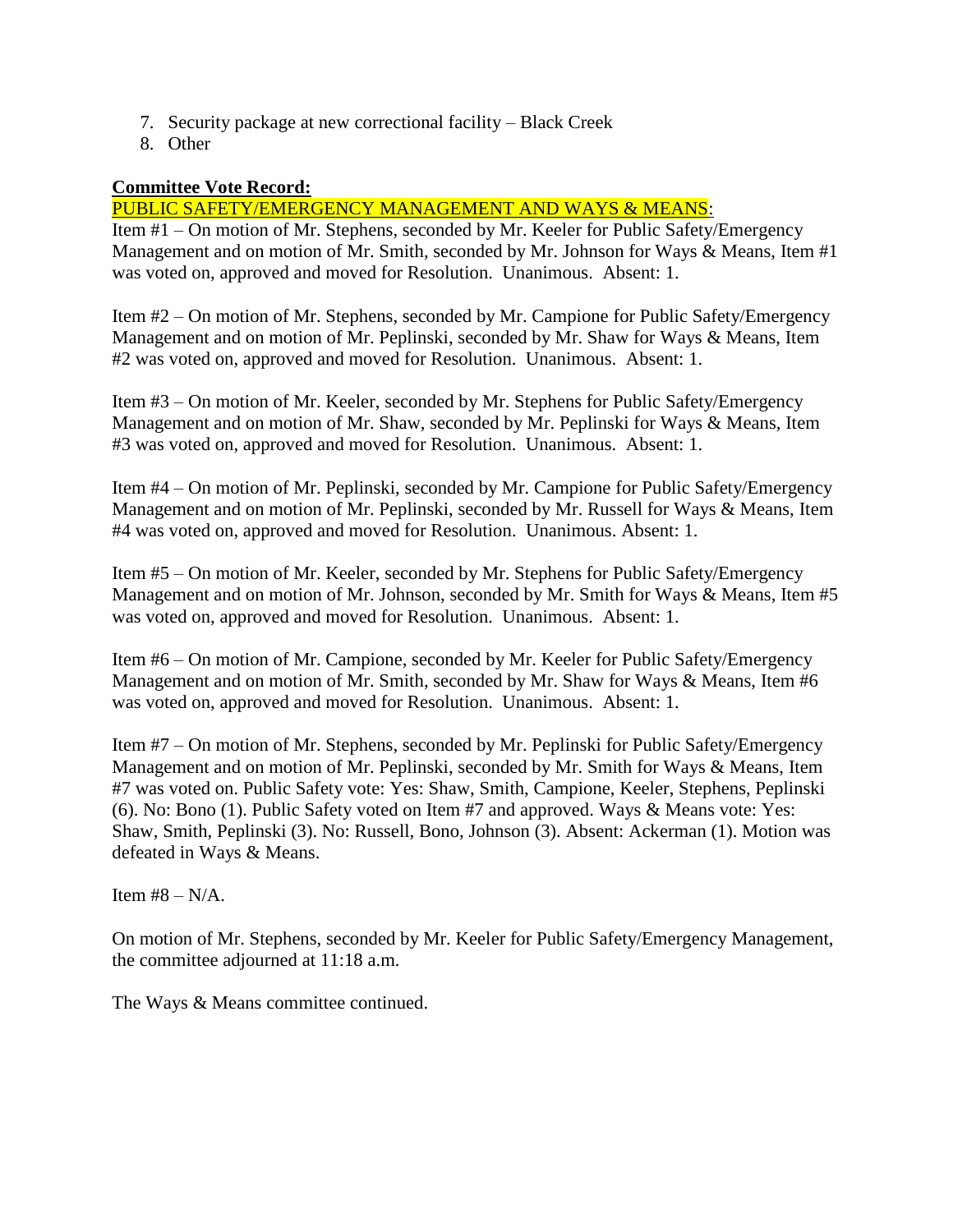7. Security package at new correctional facility – Black Creek
8. Other

**Committee Vote Record:**

PUBLIC SAFETY/EMERGENCY MANAGEMENT AND WAYS & MEANS:

Item #1 – On motion of Mr. Stephens, seconded by Mr. Keeler for Public Safety/Emergency Management and on motion of Mr. Smith, seconded by Mr. Johnson for Ways & Means, Item #1 was voted on, approved and moved for Resolution. Unanimous. Absent: 1.

Item #2 – On motion of Mr. Stephens, seconded by Mr. Campione for Public Safety/Emergency Management and on motion of Mr. Peplinski, seconded by Mr. Shaw for Ways & Means, Item #2 was voted on, approved and moved for Resolution. Unanimous. Absent: 1.

Item #3 – On motion of Mr. Keeler, seconded by Mr. Stephens for Public Safety/Emergency Management and on motion of Mr. Shaw, seconded by Mr. Peplinski for Ways & Means, Item #3 was voted on, approved and moved for Resolution. Unanimous. Absent: 1.

Item #4 – On motion of Mr. Peplinski, seconded by Mr. Campione for Public Safety/Emergency Management and on motion of Mr. Peplinski, seconded by Mr. Russell for Ways & Means, Item #4 was voted on, approved and moved for Resolution. Unanimous. Absent: 1.

Item #5 – On motion of Mr. Keeler, seconded by Mr. Stephens for Public Safety/Emergency Management and on motion of Mr. Johnson, seconded by Mr. Smith for Ways & Means, Item #5 was voted on, approved and moved for Resolution. Unanimous. Absent: 1.

Item #6 – On motion of Mr. Campione, seconded by Mr. Keeler for Public Safety/Emergency Management and on motion of Mr. Smith, seconded by Mr. Shaw for Ways & Means, Item #6 was voted on, approved and moved for Resolution. Unanimous. Absent: 1.

Item #7 – On motion of Mr. Stephens, seconded by Mr. Peplinski for Public Safety/Emergency Management and on motion of Mr. Peplinski, seconded by Mr. Smith for Ways & Means, Item #7 was voted on. Public Safety vote: Yes: Shaw, Smith, Campione, Keeler, Stephens, Peplinski (6). No: Bono (1). Public Safety voted on Item #7 and approved. Ways & Means vote: Yes: Shaw, Smith, Peplinski (3). No: Russell, Bono, Johnson (3). Absent: Ackerman (1). Motion was defeated in Ways & Means.

Item #8 – N/A.

On motion of Mr. Stephens, seconded by Mr. Keeler for Public Safety/Emergency Management, the committee adjourned at 11:18 a.m.

The Ways & Means committee continued.